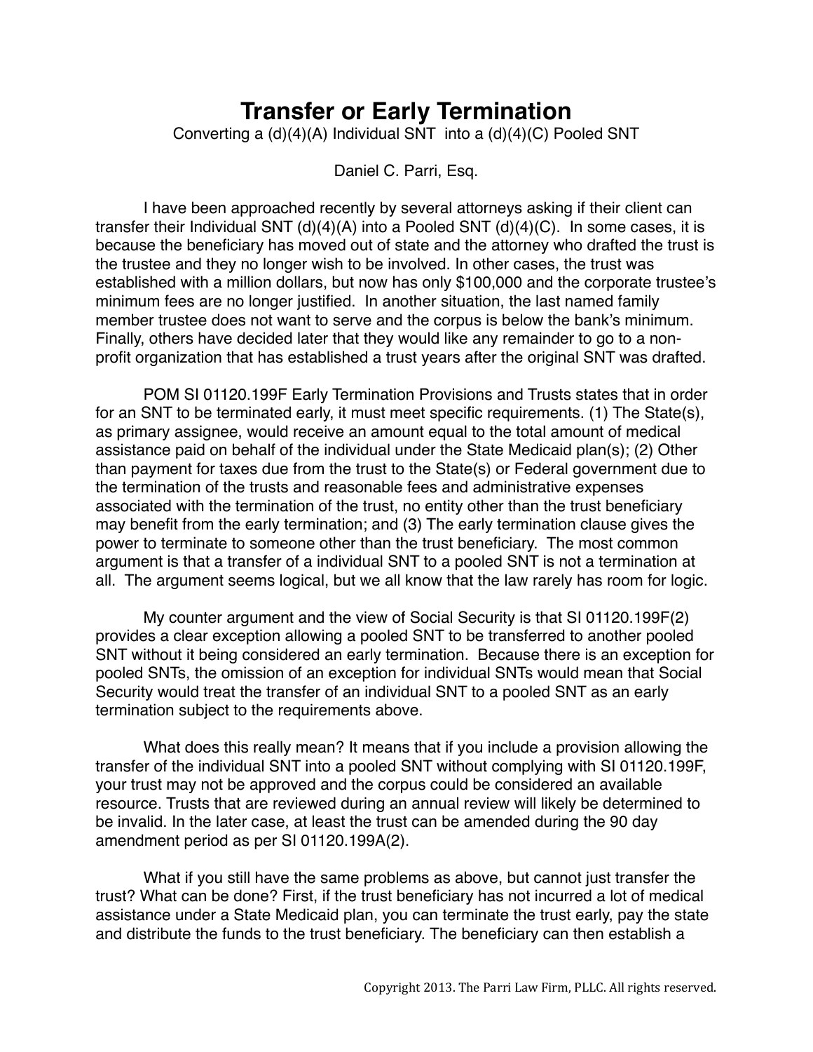# Transfer or Early Termination

Converting a (d)(4)(A) Individual SNT into a (d)(4)(C) Pooled SNT

Daniel C. Parri, Esq.

I have been approached recently by several attorneys asking if their client can transfer their Individual SNT (d)(4)(A) into a Pooled SNT (d)(4)(C). In some cases, it is because the beneficiary has moved out of state and the attorney who drafted the trust is the trustee and they no longer wish to be involved. In other cases, the trust was established with a million dollars, but now has only $100,000 and the corporate trustee's minimum fees are no longer justified. In another situation, the last named family member trustee does not want to serve and the corpus is below the bank's minimum. Finally, others have decided later that they would like any remainder to go to a non-profit organization that has established a trust years after the original SNT was drafted.

POM SI 01120.199F Early Termination Provisions and Trusts states that in order for an SNT to be terminated early, it must meet specific requirements. (1) The State(s), as primary assignee, would receive an amount equal to the total amount of medical assistance paid on behalf of the individual under the State Medicaid plan(s); (2) Other than payment for taxes due from the trust to the State(s) or Federal government due to the termination of the trusts and reasonable fees and administrative expenses associated with the termination of the trust, no entity other than the trust beneficiary may benefit from the early termination; and (3) The early termination clause gives the power to terminate to someone other than the trust beneficiary. The most common argument is that a transfer of a individual SNT to a pooled SNT is not a termination at all. The argument seems logical, but we all know that the law rarely has room for logic.

My counter argument and the view of Social Security is that SI 01120.199F(2) provides a clear exception allowing a pooled SNT to be transferred to another pooled SNT without it being considered an early termination. Because there is an exception for pooled SNTs, the omission of an exception for individual SNTs would mean that Social Security would treat the transfer of an individual SNT to a pooled SNT as an early termination subject to the requirements above.

What does this really mean? It means that if you include a provision allowing the transfer of the individual SNT into a pooled SNT without complying with SI 01120.199F, your trust may not be approved and the corpus could be considered an available resource. Trusts that are reviewed during an annual review will likely be determined to be invalid. In the later case, at least the trust can be amended during the 90 day amendment period as per SI 01120.199A(2).

What if you still have the same problems as above, but cannot just transfer the trust? What can be done? First, if the trust beneficiary has not incurred a lot of medical assistance under a State Medicaid plan, you can terminate the trust early, pay the state and distribute the funds to the trust beneficiary. The beneficiary can then establish a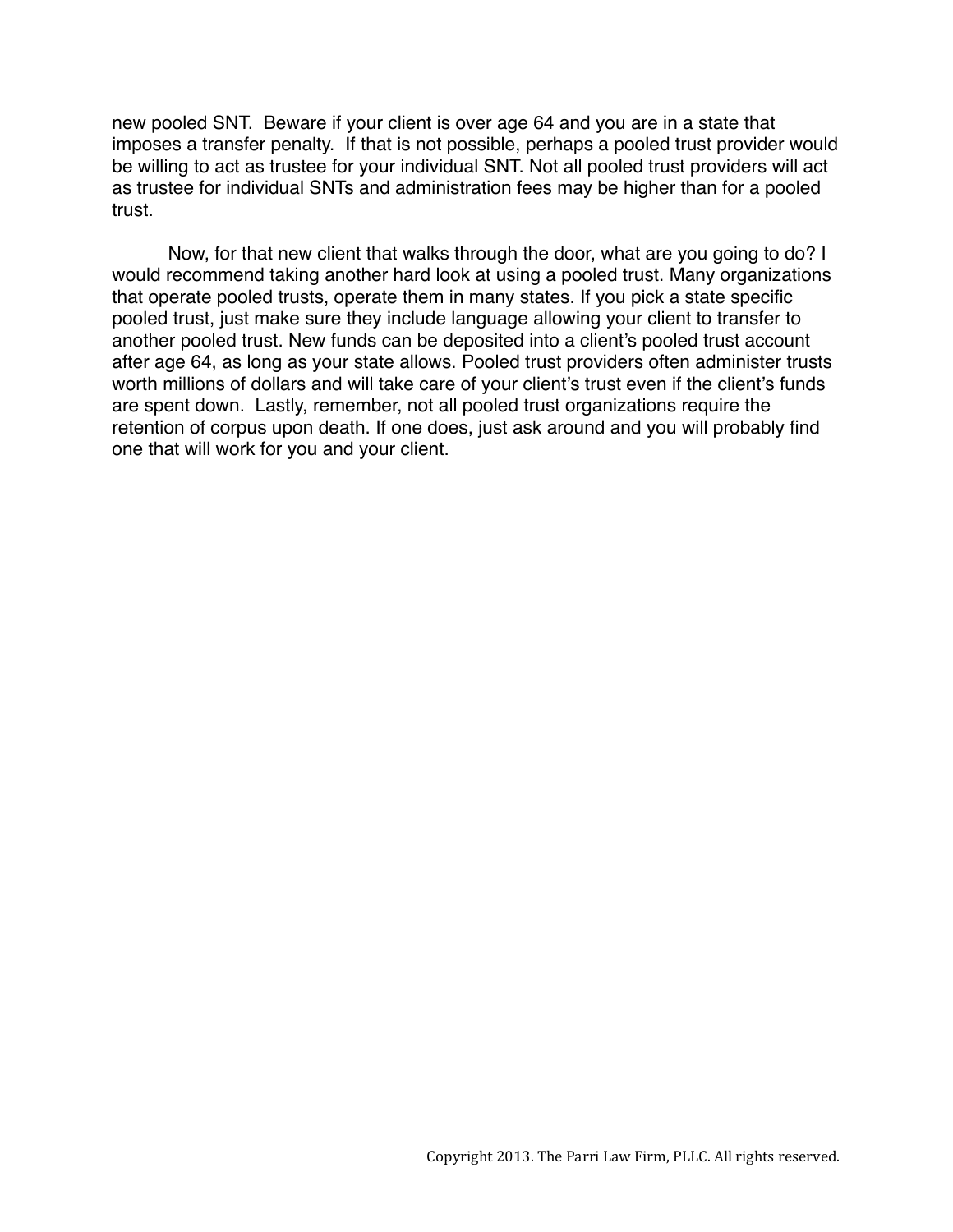new pooled SNT. Beware if your client is over age 64 and you are in a state that imposes a transfer penalty. If that is not possible, perhaps a pooled trust provider would be willing to act as trustee for your individual SNT. Not all pooled trust providers will act as trustee for individual SNTs and administration fees may be higher than for a pooled trust.

Now, for that new client that walks through the door, what are you going to do? I would recommend taking another hard look at using a pooled trust. Many organizations that operate pooled trusts, operate them in many states. If you pick a state specific pooled trust, just make sure they include language allowing your client to transfer to another pooled trust. New funds can be deposited into a client's pooled trust account after age 64, as long as your state allows. Pooled trust providers often administer trusts worth millions of dollars and will take care of your client's trust even if the client's funds are spent down. Lastly, remember, not all pooled trust organizations require the retention of corpus upon death. If one does, just ask around and you will probably find one that will work for you and your client.

Copyright 2013. The Parri Law Firm, PLLC. All rights reserved.